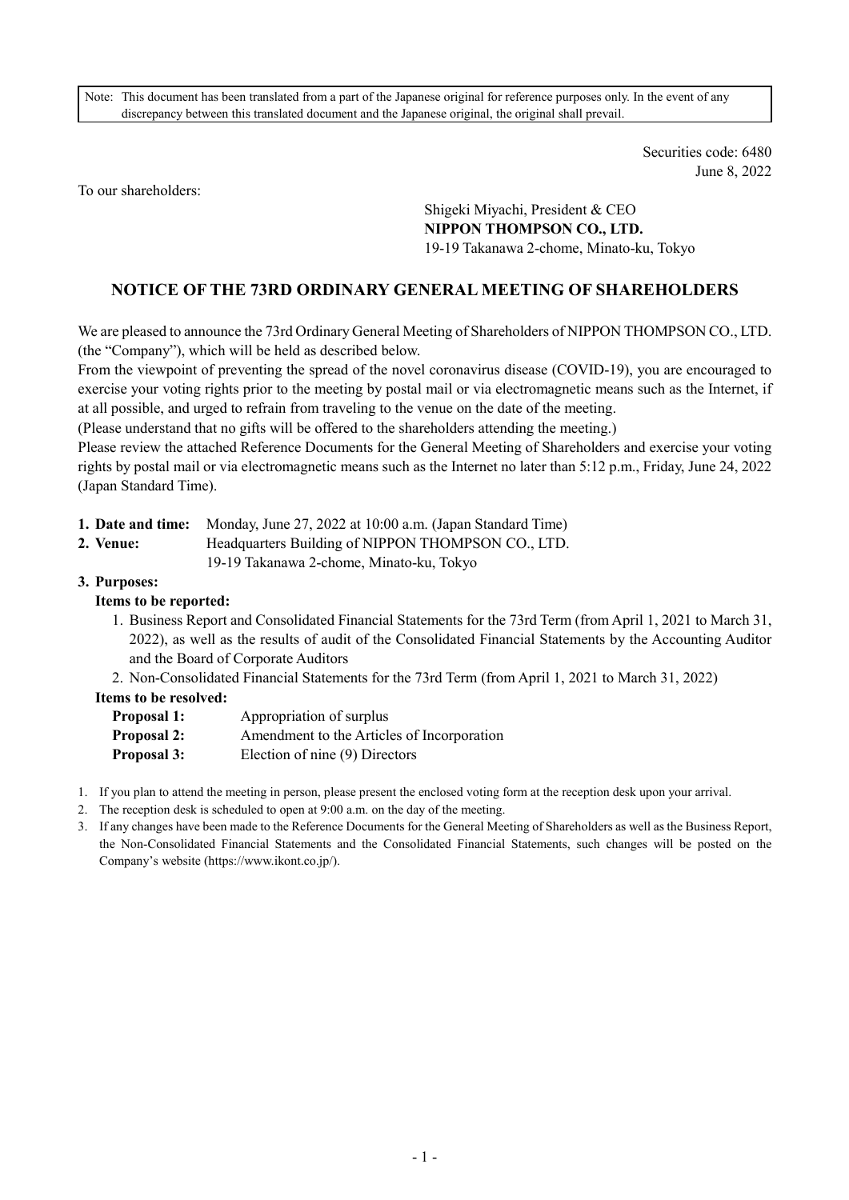Note: This document has been translated from a part of the Japanese original for reference purposes only. In the event of any discrepancy between this translated document and the Japanese original, the original shall prevail.

Securities code: 6480
June 8, 2022

To our shareholders:

Shigeki Miyachi, President & CEO
**NIPPON THOMPSON CO., LTD.**
19-19 Takanawa 2-chome, Minato-ku, Tokyo

# NOTICE OF THE 73RD ORDINARY GENERAL MEETING OF SHAREHOLDERS

We are pleased to announce the 73rd Ordinary General Meeting of Shareholders of NIPPON THOMPSON CO., LTD. (the "Company"), which will be held as described below.

From the viewpoint of preventing the spread of the novel coronavirus disease (COVID-19), you are encouraged to exercise your voting rights prior to the meeting by postal mail or via electromagnetic means such as the Internet, if at all possible, and urged to refrain from traveling to the venue on the date of the meeting.

(Please understand that no gifts will be offered to the shareholders attending the meeting.)

Please review the attached Reference Documents for the General Meeting of Shareholders and exercise your voting rights by postal mail or via electromagnetic means such as the Internet no later than 5:12 p.m., Friday, June 24, 2022 (Japan Standard Time).

**1. Date and time:** Monday, June 27, 2022 at 10:00 a.m. (Japan Standard Time)

**2. Venue:** Headquarters Building of NIPPON THOMPSON CO., LTD.
19-19 Takanawa 2-chome, Minato-ku, Tokyo

**3. Purposes:**

**Items to be reported:**

1. Business Report and Consolidated Financial Statements for the 73rd Term (from April 1, 2021 to March 31, 2022), as well as the results of audit of the Consolidated Financial Statements by the Accounting Auditor and the Board of Corporate Auditors
2. Non-Consolidated Financial Statements for the 73rd Term (from April 1, 2021 to March 31, 2022)

**Items to be resolved:**

**Proposal 1:** Appropriation of surplus
**Proposal 2:** Amendment to the Articles of Incorporation
**Proposal 3:** Election of nine (9) Directors

1. If you plan to attend the meeting in person, please present the enclosed voting form at the reception desk upon your arrival.
2. The reception desk is scheduled to open at 9:00 a.m. on the day of the meeting.
3. If any changes have been made to the Reference Documents for the General Meeting of Shareholders as well as the Business Report, the Non-Consolidated Financial Statements and the Consolidated Financial Statements, such changes will be posted on the Company's website (https://www.ikont.co.jp/).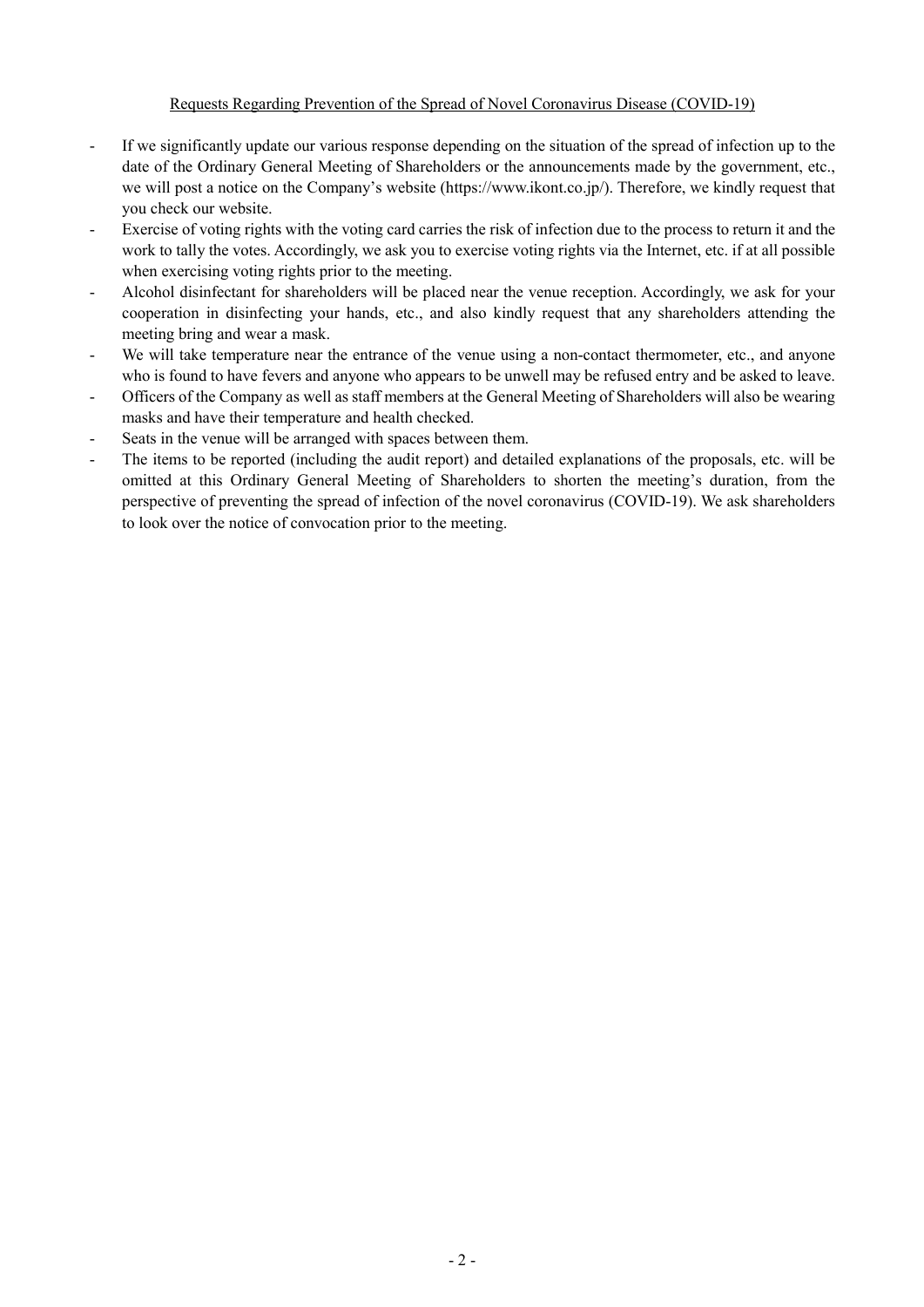Requests Regarding Prevention of the Spread of Novel Coronavirus Disease (COVID-19)

- If we significantly update our various response depending on the situation of the spread of infection up to the date of the Ordinary General Meeting of Shareholders or the announcements made by the government, etc., we will post a notice on the Company's website (https://www.ikont.co.jp/). Therefore, we kindly request that you check our website.
- Exercise of voting rights with the voting card carries the risk of infection due to the process to return it and the work to tally the votes. Accordingly, we ask you to exercise voting rights via the Internet, etc. if at all possible when exercising voting rights prior to the meeting.
- Alcohol disinfectant for shareholders will be placed near the venue reception. Accordingly, we ask for your cooperation in disinfecting your hands, etc., and also kindly request that any shareholders attending the meeting bring and wear a mask.
- We will take temperature near the entrance of the venue using a non-contact thermometer, etc., and anyone who is found to have fevers and anyone who appears to be unwell may be refused entry and be asked to leave.
- Officers of the Company as well as staff members at the General Meeting of Shareholders will also be wearing masks and have their temperature and health checked.
- Seats in the venue will be arranged with spaces between them.
- The items to be reported (including the audit report) and detailed explanations of the proposals, etc. will be omitted at this Ordinary General Meeting of Shareholders to shorten the meeting's duration, from the perspective of preventing the spread of infection of the novel coronavirus (COVID-19). We ask shareholders to look over the notice of convocation prior to the meeting.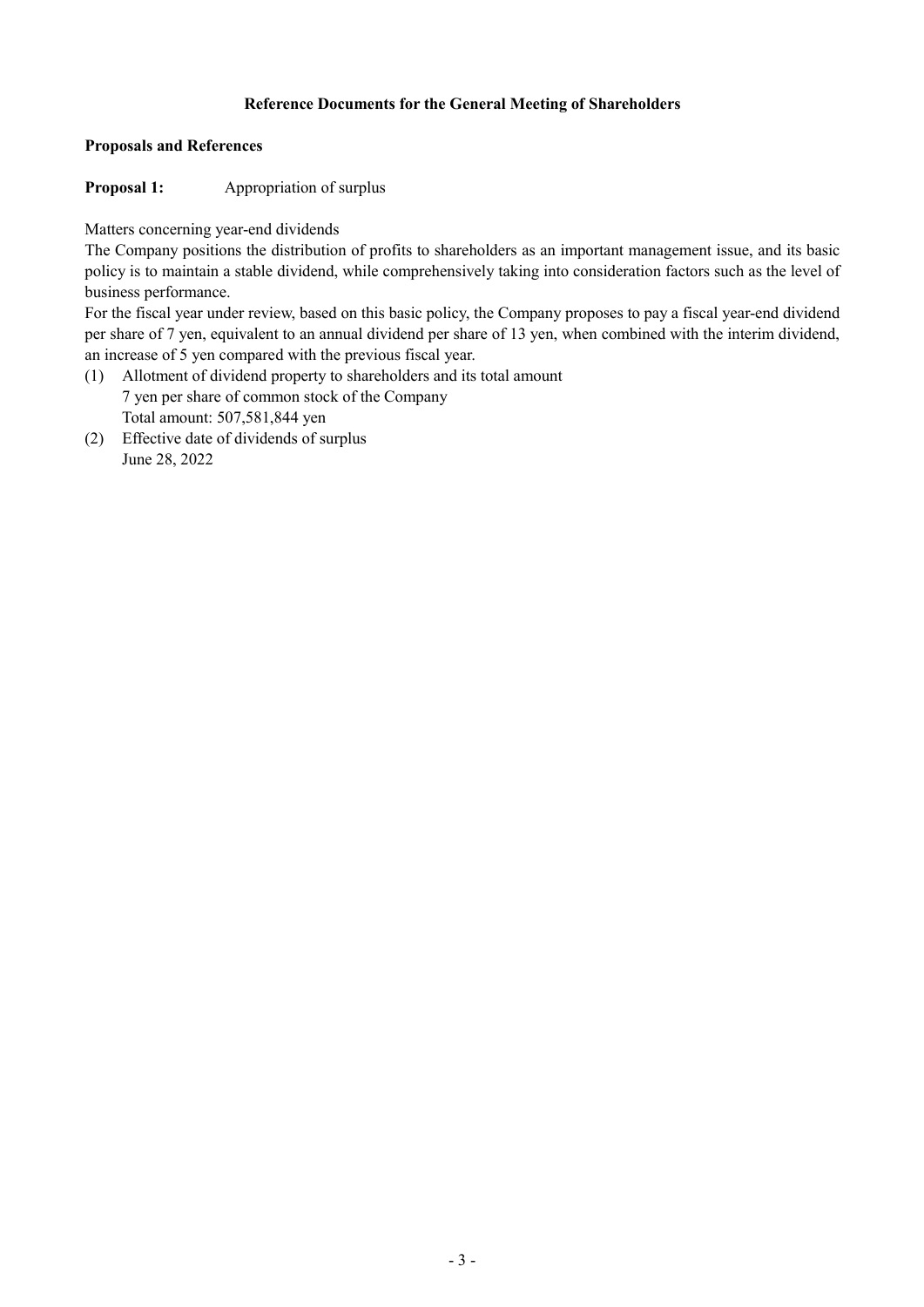## Reference Documents for the General Meeting of Shareholders

### Proposals and References

**Proposal 1:** Appropriation of surplus

Matters concerning year-end dividends

The Company positions the distribution of profits to shareholders as an important management issue, and its basic policy is to maintain a stable dividend, while comprehensively taking into consideration factors such as the level of business performance.

For the fiscal year under review, based on this basic policy, the Company proposes to pay a fiscal year-end dividend per share of 7 yen, equivalent to an annual dividend per share of 13 yen, when combined with the interim dividend, an increase of 5 yen compared with the previous fiscal year.

(1) Allotment of dividend property to shareholders and its total amount
 7 yen per share of common stock of the Company
 Total amount: 507,581,844 yen

(2) Effective date of dividends of surplus
 June 28, 2022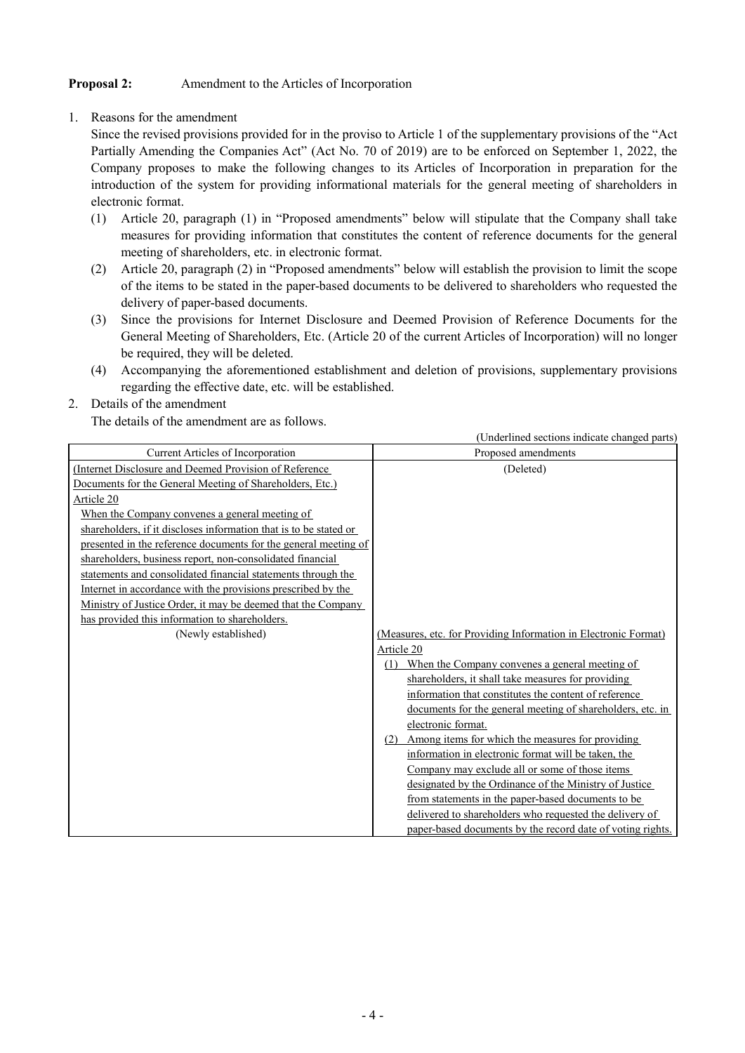**Proposal 2:** Amendment to the Articles of Incorporation

1. Reasons for the amendment

   Since the revised provisions provided for in the proviso to Article 1 of the supplementary provisions of the "Act Partially Amending the Companies Act" (Act No. 70 of 2019) are to be enforced on September 1, 2022, the Company proposes to make the following changes to its Articles of Incorporation in preparation for the introduction of the system for providing informational materials for the general meeting of shareholders in electronic format.

   (1) Article 20, paragraph (1) in "Proposed amendments" below will stipulate that the Company shall take measures for providing information that constitutes the content of reference documents for the general meeting of shareholders, etc. in electronic format.

   (2) Article 20, paragraph (2) in "Proposed amendments" below will establish the provision to limit the scope of the items to be stated in the paper-based documents to be delivered to shareholders who requested the delivery of paper-based documents.

   (3) Since the provisions for Internet Disclosure and Deemed Provision of Reference Documents for the General Meeting of Shareholders, Etc. (Article 20 of the current Articles of Incorporation) will no longer be required, they will be deleted.

   (4) Accompanying the aforementioned establishment and deletion of provisions, supplementary provisions regarding the effective date, etc. will be established.

2. Details of the amendment

   The details of the amendment are as follows.

(Underlined sections indicate changed parts)

| Current Articles of Incorporation | Proposed amendments |
|---|---|
| <u>(Internet Disclosure and Deemed Provision of Reference Documents for the General Meeting of Shareholders, Etc.)</u><br><u>Article 20</u><br><u>When the Company convenes a general meeting of shareholders, if it discloses information that is to be stated or presented in the reference documents for the general meeting of shareholders, business report, non-consolidated financial statements and consolidated financial statements through the Internet in accordance with the provisions prescribed by the Ministry of Justice Order, it may be deemed that the Company has provided this information to shareholders.</u> | (Deleted) |
| (Newly established) | <u>(Measures, etc. for Providing Information in Electronic Format)</u><br><u>Article 20</u><br><u>(1) When the Company convenes a general meeting of shareholders, it shall take measures for providing information that constitutes the content of reference documents for the general meeting of shareholders, etc. in electronic format.</u><br><u>(2) Among items for which the measures for providing information in electronic format will be taken, the Company may exclude all or some of those items designated by the Ordinance of the Ministry of Justice from statements in the paper-based documents to be delivered to shareholders who requested the delivery of paper-based documents by the record date of voting rights.</u> |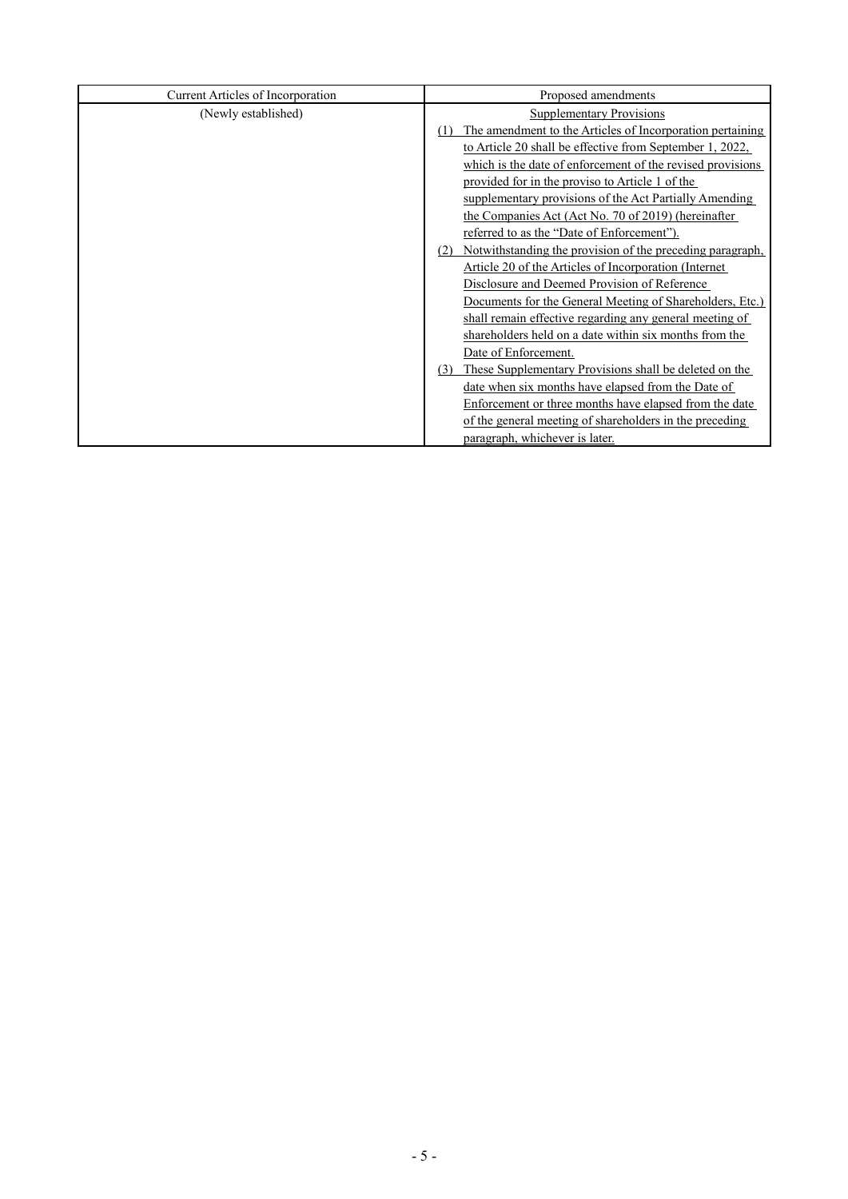| Current Articles of Incorporation | Proposed amendments |
|---|---|
| (Newly established) | Supplementary Provisions<br>(1) The amendment to the Articles of Incorporation pertaining to Article 20 shall be effective from September 1, 2022, which is the date of enforcement of the revised provisions provided for in the proviso to Article 1 of the supplementary provisions of the Act Partially Amending the Companies Act (Act No. 70 of 2019) (hereinafter referred to as the "Date of Enforcement").<br>(2) Notwithstanding the provision of the preceding paragraph, Article 20 of the Articles of Incorporation (Internet Disclosure and Deemed Provision of Reference Documents for the General Meeting of Shareholders, Etc.) shall remain effective regarding any general meeting of shareholders held on a date within six months from the Date of Enforcement.<br>(3) These Supplementary Provisions shall be deleted on the date when six months have elapsed from the Date of Enforcement or three months have elapsed from the date of the general meeting of shareholders in the preceding paragraph, whichever is later. |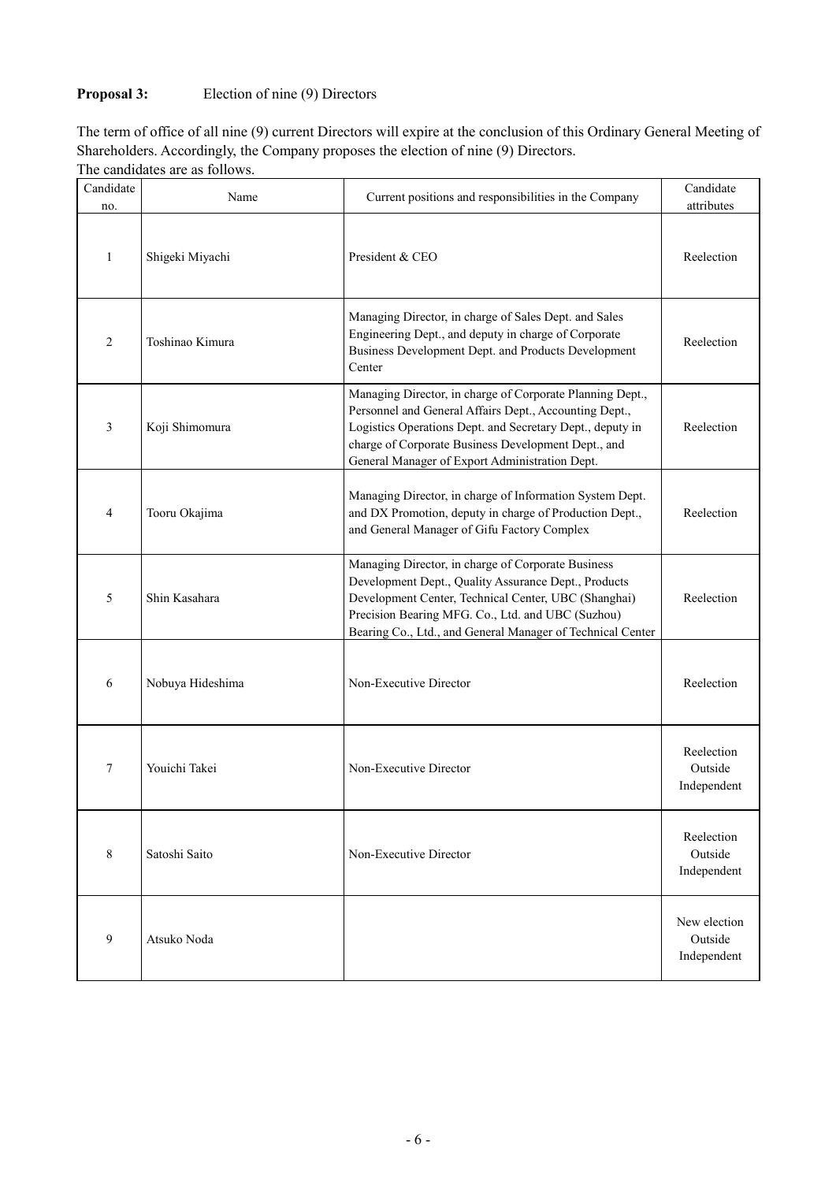**Proposal 3:** Election of nine (9) Directors

The term of office of all nine (9) current Directors will expire at the conclusion of this Ordinary General Meeting of Shareholders. Accordingly, the Company proposes the election of nine (9) Directors.
The candidates are as follows.

| Candidate no. | Name | Current positions and responsibilities in the Company | Candidate attributes |
|---|---|---|---|
| 1 | Shigeki Miyachi | President & CEO | Reelection |
| 2 | Toshinao Kimura | Managing Director, in charge of Sales Dept. and Sales Engineering Dept., and deputy in charge of Corporate Business Development Dept. and Products Development Center | Reelection |
| 3 | Koji Shimomura | Managing Director, in charge of Corporate Planning Dept., Personnel and General Affairs Dept., Accounting Dept., Logistics Operations Dept. and Secretary Dept., deputy in charge of Corporate Business Development Dept., and General Manager of Export Administration Dept. | Reelection |
| 4 | Tooru Okajima | Managing Director, in charge of Information System Dept. and DX Promotion, deputy in charge of Production Dept., and General Manager of Gifu Factory Complex | Reelection |
| 5 | Shin Kasahara | Managing Director, in charge of Corporate Business Development Dept., Quality Assurance Dept., Products Development Center, Technical Center, UBC (Shanghai) Precision Bearing MFG. Co., Ltd. and UBC (Suzhou) Bearing Co., Ltd., and General Manager of Technical Center | Reelection |
| 6 | Nobuya Hideshima | Non-Executive Director | Reelection |
| 7 | Youichi Takei | Non-Executive Director | Reelection Outside Independent |
| 8 | Satoshi Saito | Non-Executive Director | Reelection Outside Independent |
| 9 | Atsuko Noda | | New election Outside Independent |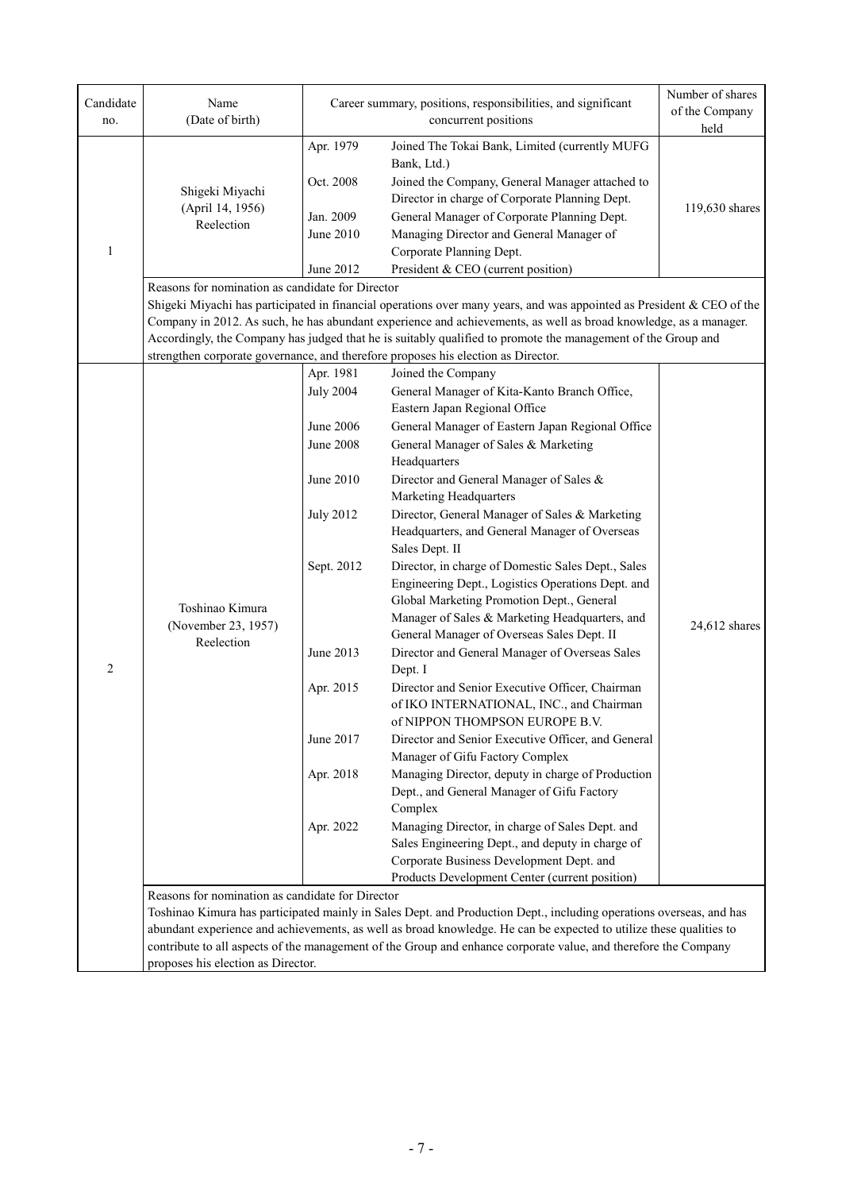| Candidate no. | Name (Date of birth) | Career summary, positions, responsibilities, and significant concurrent positions | | Number of shares of the Company held |
|---|---|---|---|---|
| 1 | Shigeki Miyachi (April 14, 1956) Reelection | Apr. 1979 | Joined The Tokai Bank, Limited (currently MUFG Bank, Ltd.) | 119,630 shares |
| | | Oct. 2008 | Joined the Company, General Manager attached to Director in charge of Corporate Planning Dept. | |
| | | Jan. 2009 | General Manager of Corporate Planning Dept. | |
| | | June 2010 | Managing Director and General Manager of Corporate Planning Dept. | |
| | | June 2012 | President & CEO (current position) | |
| | Reasons for nomination as candidate for Director<br>Shigeki Miyachi has participated in financial operations over many years, and was appointed as President & CEO of the Company in 2012. As such, he has abundant experience and achievements, as well as broad knowledge, as a manager. Accordingly, the Company has judged that he is suitably qualified to promote the management of the Group and strengthen corporate governance, and therefore proposes his election as Director. | | | |
| 2 | Toshinao Kimura (November 23, 1957) Reelection | Apr. 1981 | Joined the Company | 24,612 shares |
| | | July 2004 | General Manager of Kita-Kanto Branch Office, Eastern Japan Regional Office | |
| | | June 2006 | General Manager of Eastern Japan Regional Office | |
| | | June 2008 | General Manager of Sales & Marketing Headquarters | |
| | | June 2010 | Director and General Manager of Sales & Marketing Headquarters | |
| | | July 2012 | Director, General Manager of Sales & Marketing Headquarters, and General Manager of Overseas Sales Dept. II | |
| | | Sept. 2012 | Director, in charge of Domestic Sales Dept., Sales Engineering Dept., Logistics Operations Dept. and Global Marketing Promotion Dept., General Manager of Sales & Marketing Headquarters, and General Manager of Overseas Sales Dept. II | |
| | | June 2013 | Director and General Manager of Overseas Sales Dept. I | |
| | | Apr. 2015 | Director and Senior Executive Officer, Chairman of IKO INTERNATIONAL, INC., and Chairman of NIPPON THOMPSON EUROPE B.V. | |
| | | June 2017 | Director and Senior Executive Officer, and General Manager of Gifu Factory Complex | |
| | | Apr. 2018 | Managing Director, deputy in charge of Production Dept., and General Manager of Gifu Factory Complex | |
| | | Apr. 2022 | Managing Director, in charge of Sales Dept. and Sales Engineering Dept., and deputy in charge of Corporate Business Development Dept. and Products Development Center (current position) | |
| | Reasons for nomination as candidate for Director<br>Toshinao Kimura has participated mainly in Sales Dept. and Production Dept., including operations overseas, and has abundant experience and achievements, as well as broad knowledge. He can be expected to utilize these qualities to contribute to all aspects of the management of the Group and enhance corporate value, and therefore the Company proposes his election as Director. | | | |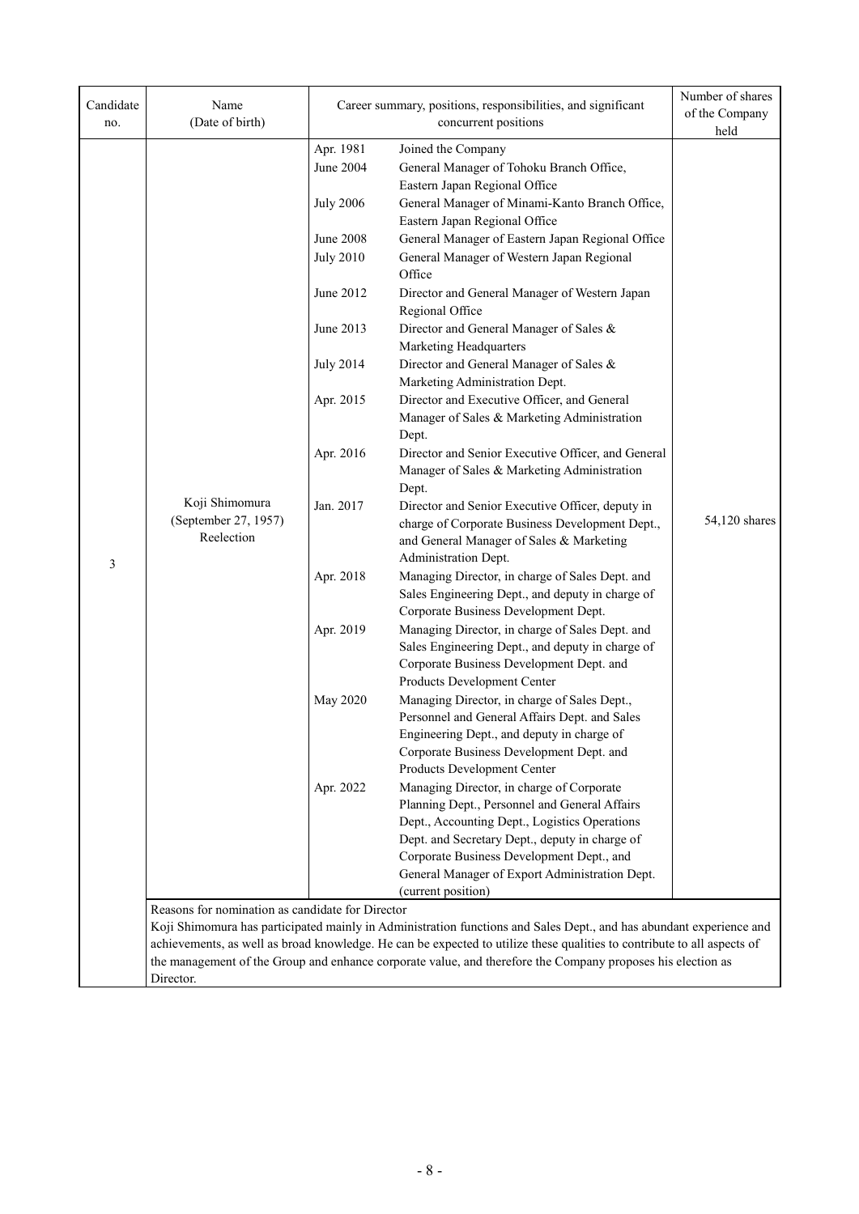| Candidate no. | Name (Date of birth) | Career summary, positions, responsibilities, and significant concurrent positions | | Number of shares of the Company held |
|---|---|---|---|---|
| 3 | Koji Shimomura (September 27, 1957) Reelection | Apr. 1981 | Joined the Company | 54,120 shares |
| | | June 2004 | General Manager of Tohoku Branch Office, Eastern Japan Regional Office | |
| | | July 2006 | General Manager of Minami-Kanto Branch Office, Eastern Japan Regional Office | |
| | | June 2008 | General Manager of Eastern Japan Regional Office | |
| | | July 2010 | General Manager of Western Japan Regional Office | |
| | | June 2012 | Director and General Manager of Western Japan Regional Office | |
| | | June 2013 | Director and General Manager of Sales & Marketing Headquarters | |
| | | July 2014 | Director and General Manager of Sales & Marketing Administration Dept. | |
| | | Apr. 2015 | Director and Executive Officer, and General Manager of Sales & Marketing Administration Dept. | |
| | | Apr. 2016 | Director and Senior Executive Officer, and General Manager of Sales & Marketing Administration Dept. | |
| | | Jan. 2017 | Director and Senior Executive Officer, deputy in charge of Corporate Business Development Dept., and General Manager of Sales & Marketing Administration Dept. | |
| | | Apr. 2018 | Managing Director, in charge of Sales Dept. and Sales Engineering Dept., and deputy in charge of Corporate Business Development Dept. | |
| | | Apr. 2019 | Managing Director, in charge of Sales Dept. and Sales Engineering Dept., and deputy in charge of Corporate Business Development Dept. and Products Development Center | |
| | | May 2020 | Managing Director, in charge of Sales Dept., Personnel and General Affairs Dept. and Sales Engineering Dept., and deputy in charge of Corporate Business Development Dept. and Products Development Center | |
| | | Apr. 2022 | Managing Director, in charge of Corporate Planning Dept., Personnel and General Affairs Dept., Accounting Dept., Logistics Operations Dept. and Secretary Dept., deputy in charge of Corporate Business Development Dept., and General Manager of Export Administration Dept. (current position) | |
| | Reasons for nomination as candidate for Director<br>Koji Shimomura has participated mainly in Administration functions and Sales Dept., and has abundant experience and achievements, as well as broad knowledge. He can be expected to utilize these qualities to contribute to all aspects of the management of the Group and enhance corporate value, and therefore the Company proposes his election as Director. | | | |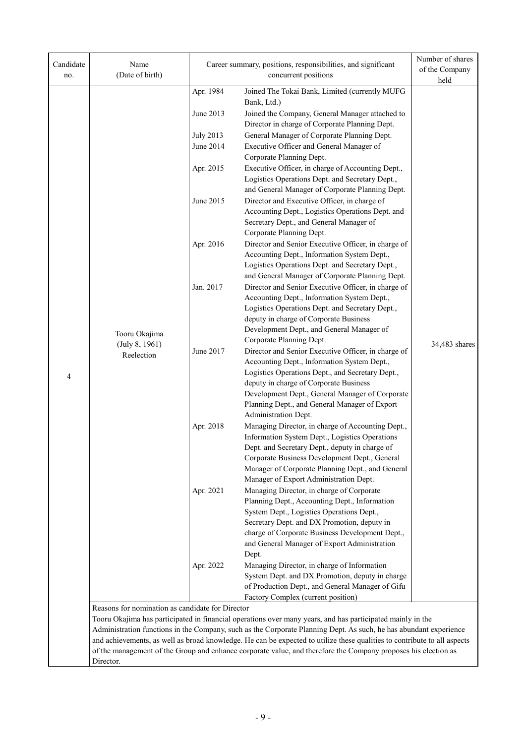| Candidate no. | Name (Date of birth) | Career summary, positions, responsibilities, and significant concurrent positions | | Number of shares of the Company held |
|---|---|---|---|---|
| 4 | Tooru Okajima (July 8, 1961) Reelection | Apr. 1984 | Joined The Tokai Bank, Limited (currently MUFG Bank, Ltd.) | 34,483 shares |
| | | June 2013 | Joined the Company, General Manager attached to Director in charge of Corporate Planning Dept. | |
| | | July 2013 | General Manager of Corporate Planning Dept. | |
| | | June 2014 | Executive Officer and General Manager of Corporate Planning Dept. | |
| | | Apr. 2015 | Executive Officer, in charge of Accounting Dept., Logistics Operations Dept. and Secretary Dept., and General Manager of Corporate Planning Dept. | |
| | | June 2015 | Director and Executive Officer, in charge of Accounting Dept., Logistics Operations Dept. and Secretary Dept., and General Manager of Corporate Planning Dept. | |
| | | Apr. 2016 | Director and Senior Executive Officer, in charge of Accounting Dept., Information System Dept., Logistics Operations Dept. and Secretary Dept., and General Manager of Corporate Planning Dept. | |
| | | Jan. 2017 | Director and Senior Executive Officer, in charge of Accounting Dept., Information System Dept., Logistics Operations Dept. and Secretary Dept., deputy in charge of Corporate Business Development Dept., and General Manager of Corporate Planning Dept. | |
| | | June 2017 | Director and Senior Executive Officer, in charge of Accounting Dept., Information System Dept., Logistics Operations Dept., and Secretary Dept., deputy in charge of Corporate Business Development Dept., General Manager of Corporate Planning Dept., and General Manager of Export Administration Dept. | |
| | | Apr. 2018 | Managing Director, in charge of Accounting Dept., Information System Dept., Logistics Operations Dept. and Secretary Dept., deputy in charge of Corporate Business Development Dept., General Manager of Corporate Planning Dept., and General Manager of Export Administration Dept. | |
| | | Apr. 2021 | Managing Director, in charge of Corporate Planning Dept., Accounting Dept., Information System Dept., Logistics Operations Dept., Secretary Dept. and DX Promotion, deputy in charge of Corporate Business Development Dept., and General Manager of Export Administration Dept. | |
| | | Apr. 2022 | Managing Director, in charge of Information System Dept. and DX Promotion, deputy in charge of Production Dept., and General Manager of Gifu Factory Complex (current position) | |
| | Reasons for nomination as candidate for Director<br>Tooru Okajima has participated in financial operations over many years, and has participated mainly in the Administration functions in the Company, such as the Corporate Planning Dept. As such, he has abundant experience and achievements, as well as broad knowledge. He can be expected to utilize these qualities to contribute to all aspects of the management of the Group and enhance corporate value, and therefore the Company proposes his election as Director. | | | |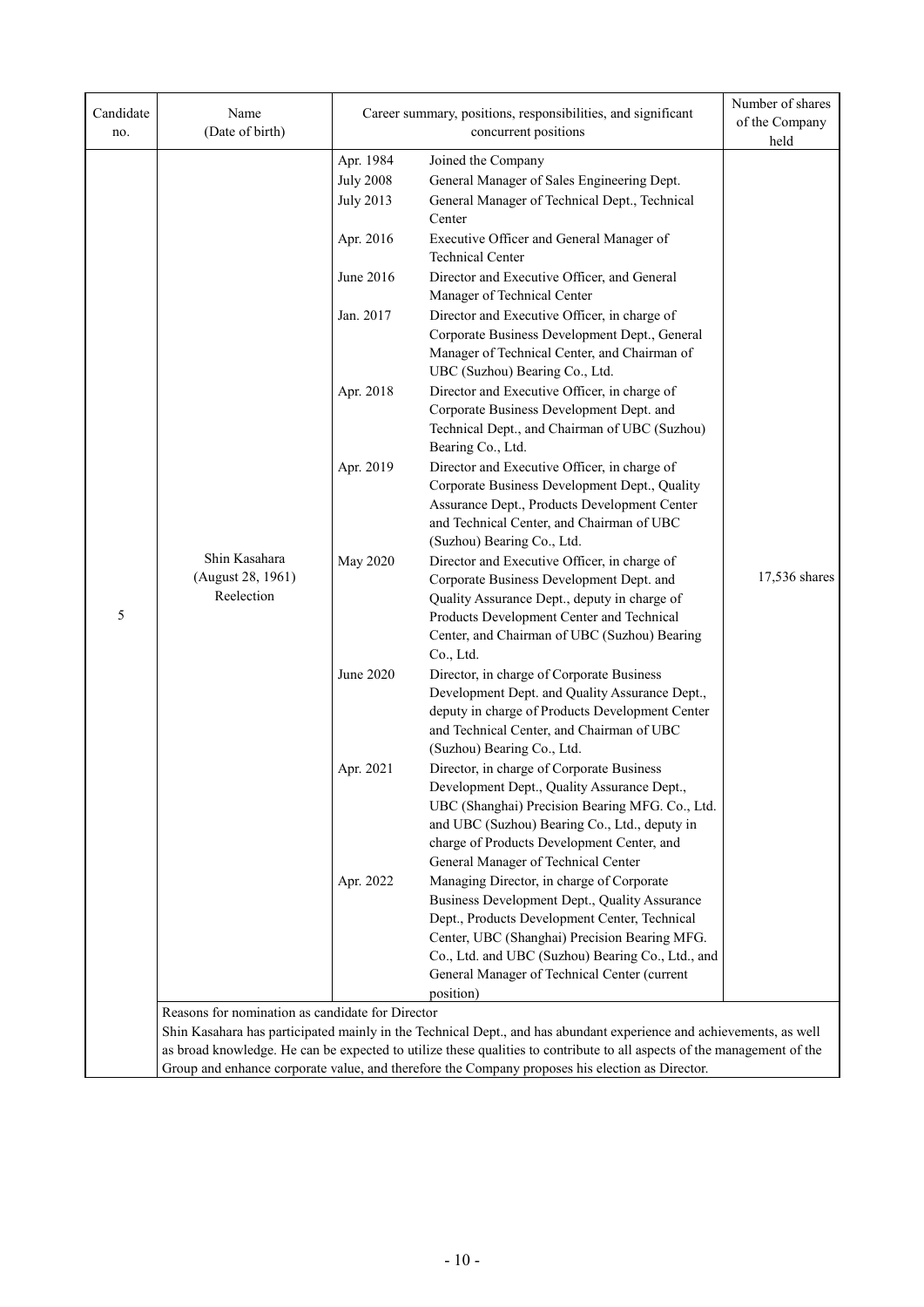| Candidate no. | Name (Date of birth) | Career summary, positions, responsibilities, and significant concurrent positions | | Number of shares of the Company held |
|---|---|---|---|---|
| 5 | Shin Kasahara (August 28, 1961) Reelection | Apr. 1984 | Joined the Company | 17,536 shares |
| | | July 2008 | General Manager of Sales Engineering Dept. | |
| | | July 2013 | General Manager of Technical Dept., Technical Center | |
| | | Apr. 2016 | Executive Officer and General Manager of Technical Center | |
| | | June 2016 | Director and Executive Officer, and General Manager of Technical Center | |
| | | Jan. 2017 | Director and Executive Officer, in charge of Corporate Business Development Dept., General Manager of Technical Center, and Chairman of UBC (Suzhou) Bearing Co., Ltd. | |
| | | Apr. 2018 | Director and Executive Officer, in charge of Corporate Business Development Dept. and Technical Dept., and Chairman of UBC (Suzhou) Bearing Co., Ltd. | |
| | | Apr. 2019 | Director and Executive Officer, in charge of Corporate Business Development Dept., Quality Assurance Dept., Products Development Center and Technical Center, and Chairman of UBC (Suzhou) Bearing Co., Ltd. | |
| | | May 2020 | Director and Executive Officer, in charge of Corporate Business Development Dept. and Quality Assurance Dept., deputy in charge of Products Development Center and Technical Center, and Chairman of UBC (Suzhou) Bearing Co., Ltd. | |
| | | June 2020 | Director, in charge of Corporate Business Development Dept. and Quality Assurance Dept., deputy in charge of Products Development Center and Technical Center, and Chairman of UBC (Suzhou) Bearing Co., Ltd. | |
| | | Apr. 2021 | Director, in charge of Corporate Business Development Dept., Quality Assurance Dept., UBC (Shanghai) Precision Bearing MFG. Co., Ltd. and UBC (Suzhou) Bearing Co., Ltd., deputy in charge of Products Development Center, and General Manager of Technical Center | |
| | | Apr. 2022 | Managing Director, in charge of Corporate Business Development Dept., Quality Assurance Dept., Products Development Center, Technical Center, UBC (Shanghai) Precision Bearing MFG. Co., Ltd. and UBC (Suzhou) Bearing Co., Ltd., and General Manager of Technical Center (current position) | |
| | Reasons for nomination as candidate for Director<br>Shin Kasahara has participated mainly in the Technical Dept., and has abundant experience and achievements, as well as broad knowledge. He can be expected to utilize these qualities to contribute to all aspects of the management of the Group and enhance corporate value, and therefore the Company proposes his election as Director. | | | |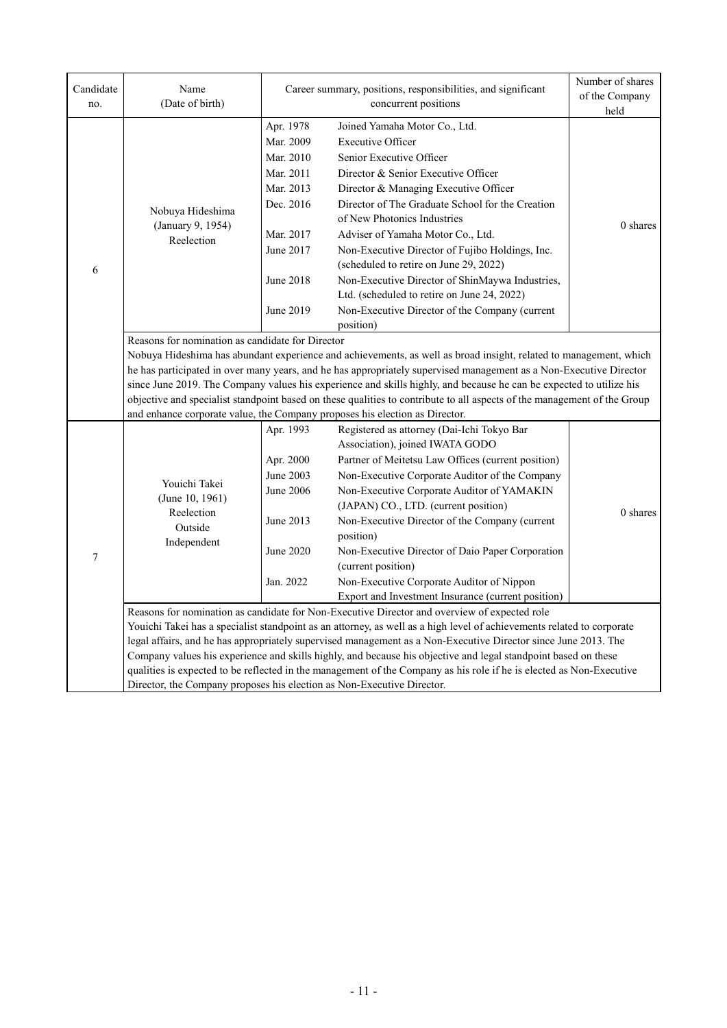| Candidate no. | Name (Date of birth) | Career summary, positions, responsibilities, and significant concurrent positions | | Number of shares of the Company held |
|---|---|---|---|---|
| 6 | Nobuya Hideshima (January 9, 1954) Reelection | Apr. 1978 | Joined Yamaha Motor Co., Ltd. | 0 shares |
| | | Mar. 2009 | Executive Officer | |
| | | Mar. 2010 | Senior Executive Officer | |
| | | Mar. 2011 | Director & Senior Executive Officer | |
| | | Mar. 2013 | Director & Managing Executive Officer | |
| | | Dec. 2016 | Director of The Graduate School for the Creation of New Photonics Industries | |
| | | Mar. 2017 | Adviser of Yamaha Motor Co., Ltd. | |
| | | June 2017 | Non-Executive Director of Fujibo Holdings, Inc. (scheduled to retire on June 29, 2022) | |
| | | June 2018 | Non-Executive Director of ShinMaywa Industries, Ltd. (scheduled to retire on June 24, 2022) | |
| | | June 2019 | Non-Executive Director of the Company (current position) | |
| | Reasons for nomination as candidate for Director<br>Nobuya Hideshima has abundant experience and achievements, as well as broad insight, related to management, which he has participated in over many years, and he has appropriately supervised management as a Non-Executive Director since June 2019. The Company values his experience and skills highly, and because he can be expected to utilize his objective and specialist standpoint based on these qualities to contribute to all aspects of the management of the Group and enhance corporate value, the Company proposes his election as Director. | | | |
| 7 | Youichi Takei (June 10, 1961) Reelection Outside Independent | Apr. 1993 | Registered as attorney (Dai-Ichi Tokyo Bar Association), joined IWATA GODO | 0 shares |
| | | Apr. 2000 | Partner of Meitetsu Law Offices (current position) | |
| | | June 2003 | Non-Executive Corporate Auditor of the Company | |
| | | June 2006 | Non-Executive Corporate Auditor of YAMAKIN (JAPAN) CO., LTD. (current position) | |
| | | June 2013 | Non-Executive Director of the Company (current position) | |
| | | June 2020 | Non-Executive Director of Daio Paper Corporation (current position) | |
| | | Jan. 2022 | Non-Executive Corporate Auditor of Nippon Export and Investment Insurance (current position) | |
| | Reasons for nomination as candidate for Non-Executive Director and overview of expected role<br>Youichi Takei has a specialist standpoint as an attorney, as well as a high level of achievements related to corporate legal affairs, and he has appropriately supervised management as a Non-Executive Director since June 2013. The Company values his experience and skills highly, and because his objective and legal standpoint based on these qualities is expected to be reflected in the management of the Company as his role if he is elected as Non-Executive Director, the Company proposes his election as Non-Executive Director. | | | |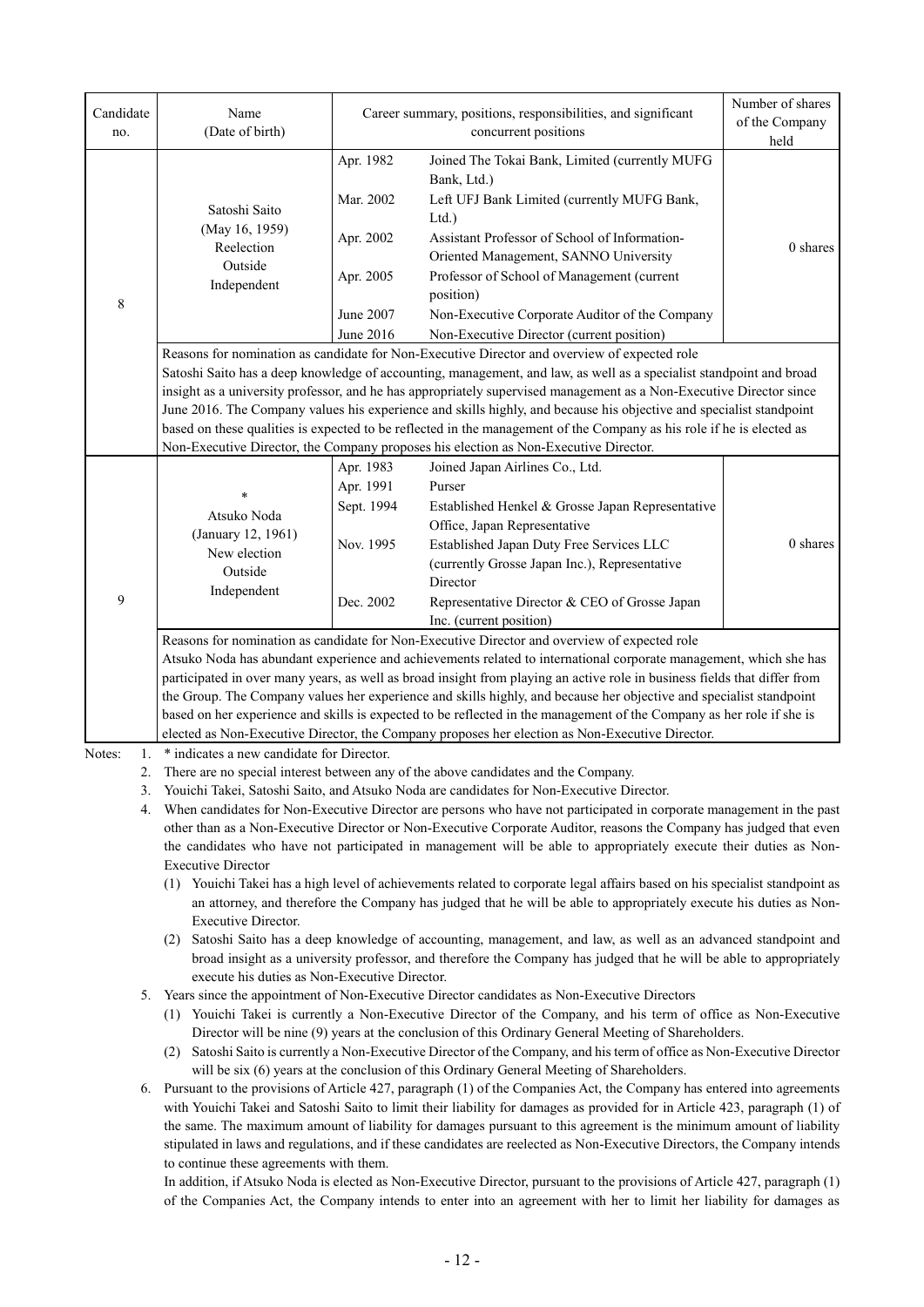| Candidate no. | Name (Date of birth) | Career summary, positions, responsibilities, and significant concurrent positions | | Number of shares of the Company held |
|---|---|---|---|---|
| 8 | Satoshi Saito (May 16, 1959) Reelection Outside Independent | Apr. 1982 | Joined The Tokai Bank, Limited (currently MUFG Bank, Ltd.) | 0 shares |
| | | Mar. 2002 | Left UFJ Bank Limited (currently MUFG Bank, Ltd.) | |
| | | Apr. 2002 | Assistant Professor of School of Information-Oriented Management, SANNO University | |
| | | Apr. 2005 | Professor of School of Management (current position) | |
| | | June 2007 | Non-Executive Corporate Auditor of the Company | |
| | | June 2016 | Non-Executive Director (current position) | |
| | Reasons for nomination as candidate for Non-Executive Director and overview of expected role<br>Satoshi Saito has a deep knowledge of accounting, management, and law, as well as a specialist standpoint and broad insight as a university professor, and he has appropriately supervised management as a Non-Executive Director since June 2016. The Company values his experience and skills highly, and because his objective and specialist standpoint based on these qualities is expected to be reflected in the management of the Company as his role if he is elected as Non-Executive Director, the Company proposes his election as Non-Executive Director. | | | |
| 9 | * Atsuko Noda (January 12, 1961) New election Outside Independent | Apr. 1983 | Joined Japan Airlines Co., Ltd. | 0 shares |
| | | Apr. 1991 | Purser | |
| | | Sept. 1994 | Established Henkel & Grosse Japan Representative Office, Japan Representative | |
| | | Nov. 1995 | Established Japan Duty Free Services LLC (currently Grosse Japan Inc.), Representative Director | |
| | | Dec. 2002 | Representative Director & CEO of Grosse Japan Inc. (current position) | |
| | Reasons for nomination as candidate for Non-Executive Director and overview of expected role<br>Atsuko Noda has abundant experience and achievements related to international corporate management, which she has participated in over many years, as well as broad insight from playing an active role in business fields that differ from the Group. The Company values her experience and skills highly, and because her objective and specialist standpoint based on her experience and skills is expected to be reflected in the management of the Company as her role if she is elected as Non-Executive Director, the Company proposes her election as Non-Executive Director. | | | |

Notes:

1. * indicates a new candidate for Director.
2. There are no special interest between any of the above candidates and the Company.
3. Youichi Takei, Satoshi Saito, and Atsuko Noda are candidates for Non-Executive Director.
4. When candidates for Non-Executive Director are persons who have not participated in corporate management in the past other than as a Non-Executive Director or Non-Executive Corporate Auditor, reasons the Company has judged that even the candidates who have not participated in management will be able to appropriately execute their duties as Non-Executive Director
   (1) Youichi Takei has a high level of achievements related to corporate legal affairs based on his specialist standpoint as an attorney, and therefore the Company has judged that he will be able to appropriately execute his duties as Non-Executive Director.
   (2) Satoshi Saito has a deep knowledge of accounting, management, and law, as well as an advanced standpoint and broad insight as a university professor, and therefore the Company has judged that he will be able to appropriately execute his duties as Non-Executive Director.
5. Years since the appointment of Non-Executive Director candidates as Non-Executive Directors
   (1) Youichi Takei is currently a Non-Executive Director of the Company, and his term of office as Non-Executive Director will be nine (9) years at the conclusion of this Ordinary General Meeting of Shareholders.
   (2) Satoshi Saito is currently a Non-Executive Director of the Company, and his term of office as Non-Executive Director will be six (6) years at the conclusion of this Ordinary General Meeting of Shareholders.
6. Pursuant to the provisions of Article 427, paragraph (1) of the Companies Act, the Company has entered into agreements with Youichi Takei and Satoshi Saito to limit their liability for damages as provided for in Article 423, paragraph (1) of the same. The maximum amount of liability for damages pursuant to this agreement is the minimum amount of liability stipulated in laws and regulations, and if these candidates are reelected as Non-Executive Directors, the Company intends to continue these agreements with them.

   In addition, if Atsuko Noda is elected as Non-Executive Director, pursuant to the provisions of Article 427, paragraph (1) of the Companies Act, the Company intends to enter into an agreement with her to limit her liability for damages as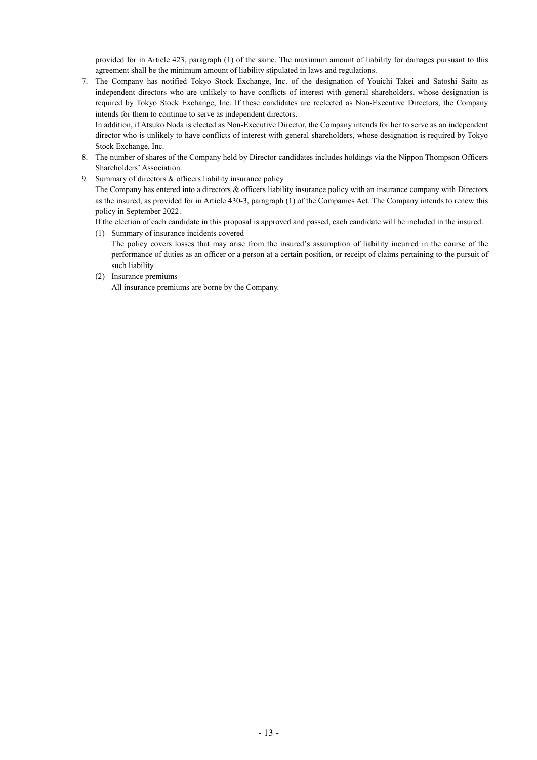provided for in Article 423, paragraph (1) of the same. The maximum amount of liability for damages pursuant to this agreement shall be the minimum amount of liability stipulated in laws and regulations.

7. The Company has notified Tokyo Stock Exchange, Inc. of the designation of Youichi Takei and Satoshi Saito as independent directors who are unlikely to have conflicts of interest with general shareholders, whose designation is required by Tokyo Stock Exchange, Inc. If these candidates are reelected as Non-Executive Directors, the Company intends for them to continue to serve as independent directors.
   In addition, if Atsuko Noda is elected as Non-Executive Director, the Company intends for her to serve as an independent director who is unlikely to have conflicts of interest with general shareholders, whose designation is required by Tokyo Stock Exchange, Inc.
8. The number of shares of the Company held by Director candidates includes holdings via the Nippon Thompson Officers Shareholders' Association.
9. Summary of directors & officers liability insurance policy
   The Company has entered into a directors & officers liability insurance policy with an insurance company with Directors as the insured, as provided for in Article 430-3, paragraph (1) of the Companies Act. The Company intends to renew this policy in September 2022.
   If the election of each candidate in this proposal is approved and passed, each candidate will be included in the insured.
   (1) Summary of insurance incidents covered
       The policy covers losses that may arise from the insured's assumption of liability incurred in the course of the performance of duties as an officer or a person at a certain position, or receipt of claims pertaining to the pursuit of such liability.
   (2) Insurance premiums
       All insurance premiums are borne by the Company.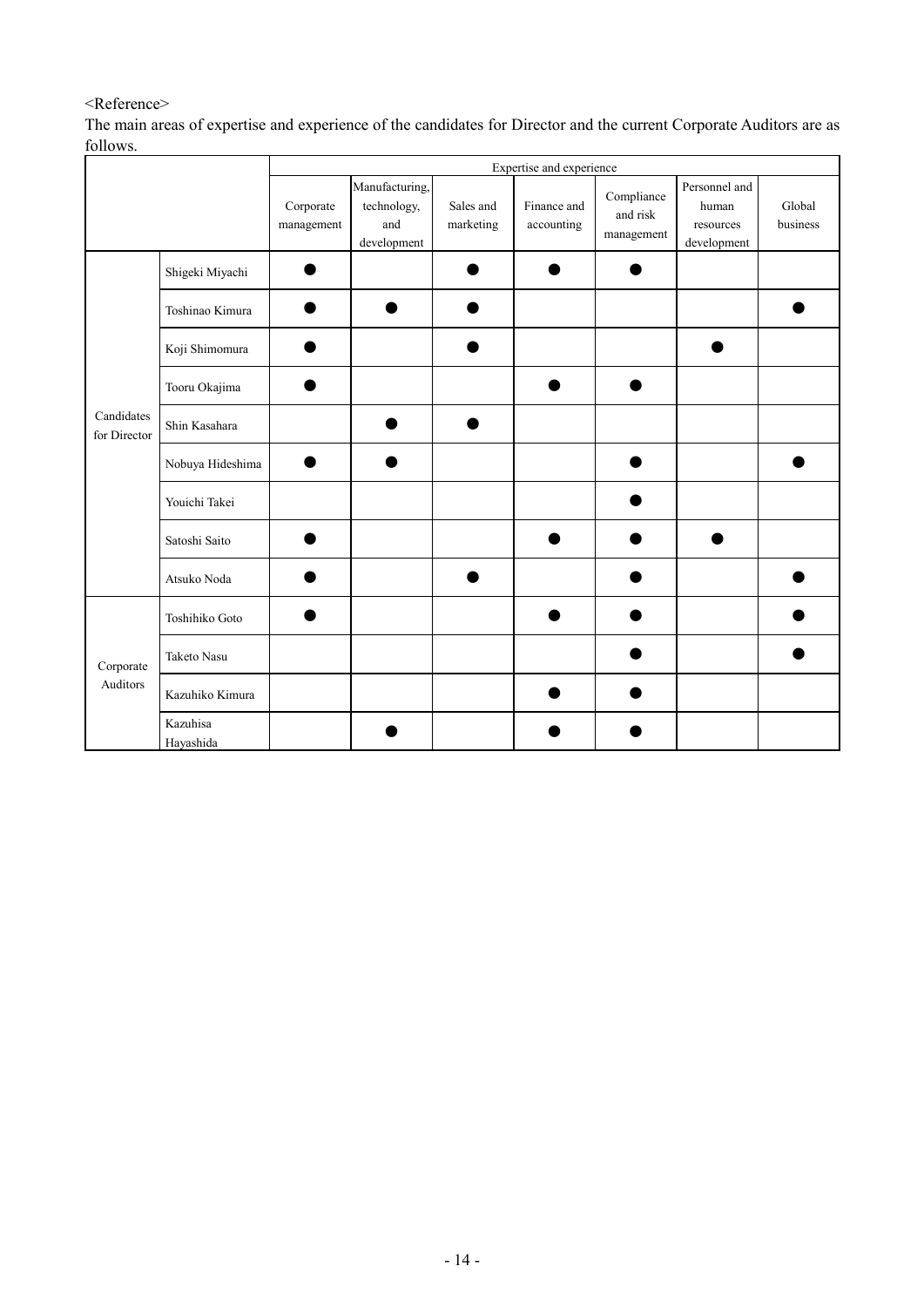<Reference>

The main areas of expertise and experience of the candidates for Director and the current Corporate Auditors are as follows.

| | | Expertise and experience | | | | | | |
|---|---|---|---|---|---|---|---|---|
| | | Corporate management | Manufacturing, technology, and development | Sales and marketing | Finance and accounting | Compliance and risk management | Personnel and human resources development | Global business |
| Candidates for Director | Shigeki Miyachi | ● | | ● | ● | ● | | |
| | Toshinao Kimura | ● | ● | ● | | | | ● |
| | Koji Shimomura | ● | | ● | | | ● | |
| | Tooru Okajima | ● | | | ● | ● | | |
| | Shin Kasahara | | ● | ● | | | | |
| | Nobuya Hideshima | ● | ● | | | ● | | ● |
| | Youichi Takei | | | | | ● | | |
| | Satoshi Saito | ● | | | ● | ● | ● | |
| | Atsuko Noda | ● | | ● | | ● | | ● |
| Corporate Auditors | Toshihiko Goto | ● | | | ● | ● | | ● |
| | Taketo Nasu | | | | | ● | | ● |
| | Kazuhiko Kimura | | | | ● | ● | | |
| | Kazuhisa Hayashida | | ● | | ● | ● | | |